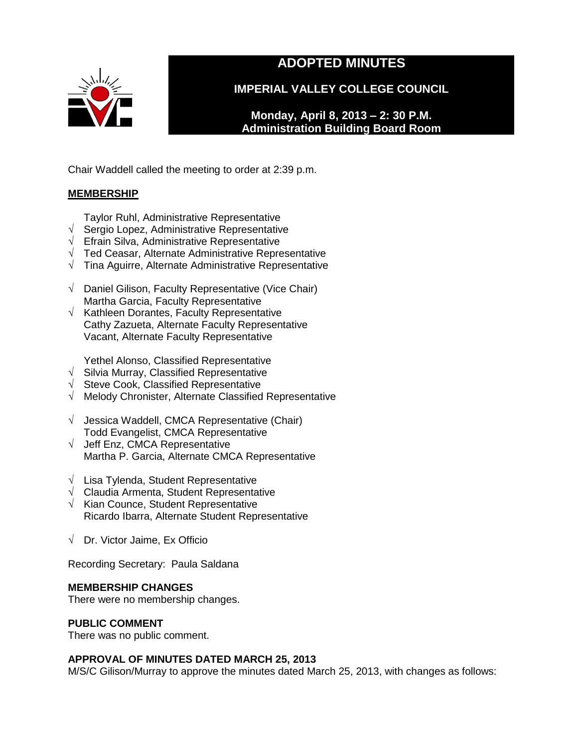# ADOPTED MINUTES

## IMPERIAL VALLEY COLLEGE COUNCIL

**Monday, April 8, 2013 – 2: 30 P.M.**
**Administration Building Board Room**

Chair Waddell called the meeting to order at 2:39 p.m.

**MEMBERSHIP**

Taylor Ruhl, Administrative Representative
√ Sergio Lopez, Administrative Representative
√ Efrain Silva, Administrative Representative
√ Ted Ceasar, Alternate Administrative Representative
√ Tina Aguirre, Alternate Administrative Representative

√ Daniel Gilison, Faculty Representative (Vice Chair)
Martha Garcia, Faculty Representative
√ Kathleen Dorantes, Faculty Representative
Cathy Zazueta, Alternate Faculty Representative
Vacant, Alternate Faculty Representative

Yethel Alonso, Classified Representative
√ Silvia Murray, Classified Representative
√ Steve Cook, Classified Representative
√ Melody Chronister, Alternate Classified Representative

√ Jessica Waddell, CMCA Representative (Chair)
Todd Evangelist, CMCA Representative
√ Jeff Enz, CMCA Representative
Martha P. Garcia, Alternate CMCA Representative

√ Lisa Tylenda, Student Representative
√ Claudia Armenta, Student Representative
√ Kian Counce, Student Representative
Ricardo Ibarra, Alternate Student Representative

√ Dr. Victor Jaime, Ex Officio

Recording Secretary: Paula Saldana

**MEMBERSHIP CHANGES**
There were no membership changes.

**PUBLIC COMMENT**
There was no public comment.

**APPROVAL OF MINUTES DATED MARCH 25, 2013**
M/S/C Gilison/Murray to approve the minutes dated March 25, 2013, with changes as follows: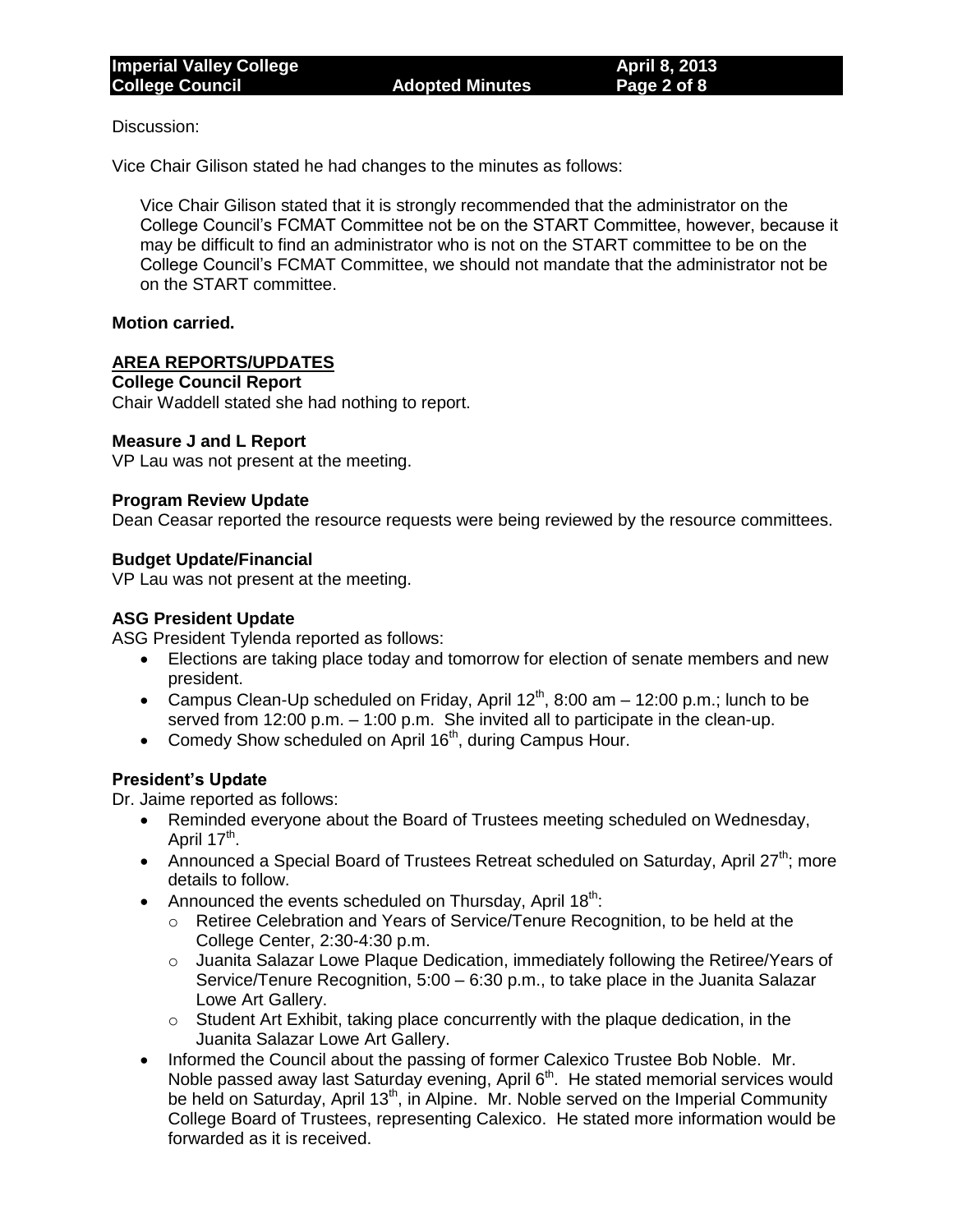Discussion:

Vice Chair Gilison stated he had changes to the minutes as follows:

> Vice Chair Gilison stated that it is strongly recommended that the administrator on the College Council's FCMAT Committee not be on the START Committee, however, because it may be difficult to find an administrator who is not on the START committee to be on the College Council's FCMAT Committee, we should not mandate that the administrator not be on the START committee.

**Motion carried.**

## AREA REPORTS/UPDATES

**College Council Report**

Chair Waddell stated she had nothing to report.

**Measure J and L Report**

VP Lau was not present at the meeting.

**Program Review Update**

Dean Ceasar reported the resource requests were being reviewed by the resource committees.

**Budget Update/Financial**

VP Lau was not present at the meeting.

**ASG President Update**

ASG President Tylenda reported as follows:

- Elections are taking place today and tomorrow for election of senate members and new president.
- Campus Clean-Up scheduled on Friday, April 12th, 8:00 am – 12:00 p.m.; lunch to be served from 12:00 p.m. – 1:00 p.m. She invited all to participate in the clean-up.
- Comedy Show scheduled on April 16th, during Campus Hour.

**President's Update**

Dr. Jaime reported as follows:

- Reminded everyone about the Board of Trustees meeting scheduled on Wednesday, April 17th.
- Announced a Special Board of Trustees Retreat scheduled on Saturday, April 27th; more details to follow.
- Announced the events scheduled on Thursday, April 18th:
  - Retiree Celebration and Years of Service/Tenure Recognition, to be held at the College Center, 2:30-4:30 p.m.
  - Juanita Salazar Lowe Plaque Dedication, immediately following the Retiree/Years of Service/Tenure Recognition, 5:00 – 6:30 p.m., to take place in the Juanita Salazar Lowe Art Gallery.
  - Student Art Exhibit, taking place concurrently with the plaque dedication, in the Juanita Salazar Lowe Art Gallery.
- Informed the Council about the passing of former Calexico Trustee Bob Noble. Mr. Noble passed away last Saturday evening, April 6th. He stated memorial services would be held on Saturday, April 13th, in Alpine. Mr. Noble served on the Imperial Community College Board of Trustees, representing Calexico. He stated more information would be forwarded as it is received.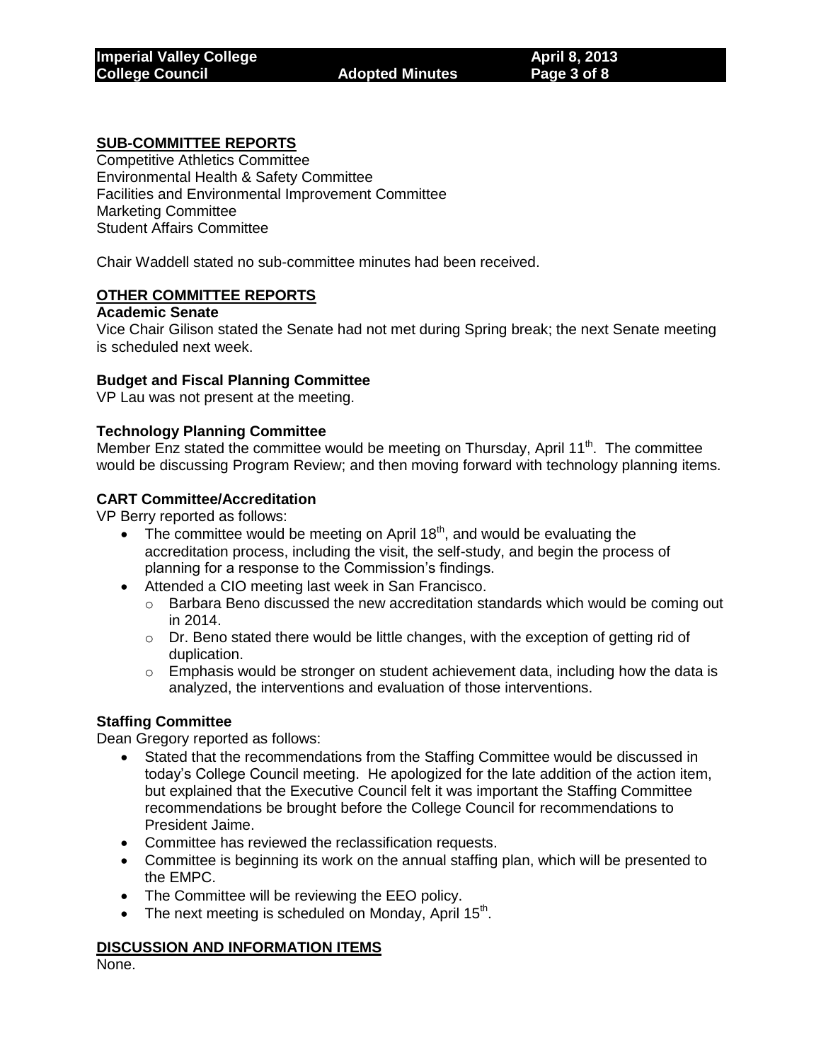## SUB-COMMITTEE REPORTS

Competitive Athletics Committee
Environmental Health & Safety Committee
Facilities and Environmental Improvement Committee
Marketing Committee
Student Affairs Committee

Chair Waddell stated no sub-committee minutes had been received.

## OTHER COMMITTEE REPORTS

### Academic Senate

Vice Chair Gilison stated the Senate had not met during Spring break; the next Senate meeting is scheduled next week.

### Budget and Fiscal Planning Committee

VP Lau was not present at the meeting.

### Technology Planning Committee

Member Enz stated the committee would be meeting on Thursday, April 11th. The committee would be discussing Program Review; and then moving forward with technology planning items.

### CART Committee/Accreditation

VP Berry reported as follows:

- The committee would be meeting on April 18th, and would be evaluating the accreditation process, including the visit, the self-study, and begin the process of planning for a response to the Commission's findings.
- Attended a CIO meeting last week in San Francisco.
    - Barbara Beno discussed the new accreditation standards which would be coming out in 2014.
    - Dr. Beno stated there would be little changes, with the exception of getting rid of duplication.
    - Emphasis would be stronger on student achievement data, including how the data is analyzed, the interventions and evaluation of those interventions.

### Staffing Committee

Dean Gregory reported as follows:

- Stated that the recommendations from the Staffing Committee would be discussed in today's College Council meeting. He apologized for the late addition of the action item, but explained that the Executive Council felt it was important the Staffing Committee recommendations be brought before the College Council for recommendations to President Jaime.
- Committee has reviewed the reclassification requests.
- Committee is beginning its work on the annual staffing plan, which will be presented to the EMPC.
- The Committee will be reviewing the EEO policy.
- The next meeting is scheduled on Monday, April 15th.

## DISCUSSION AND INFORMATION ITEMS

None.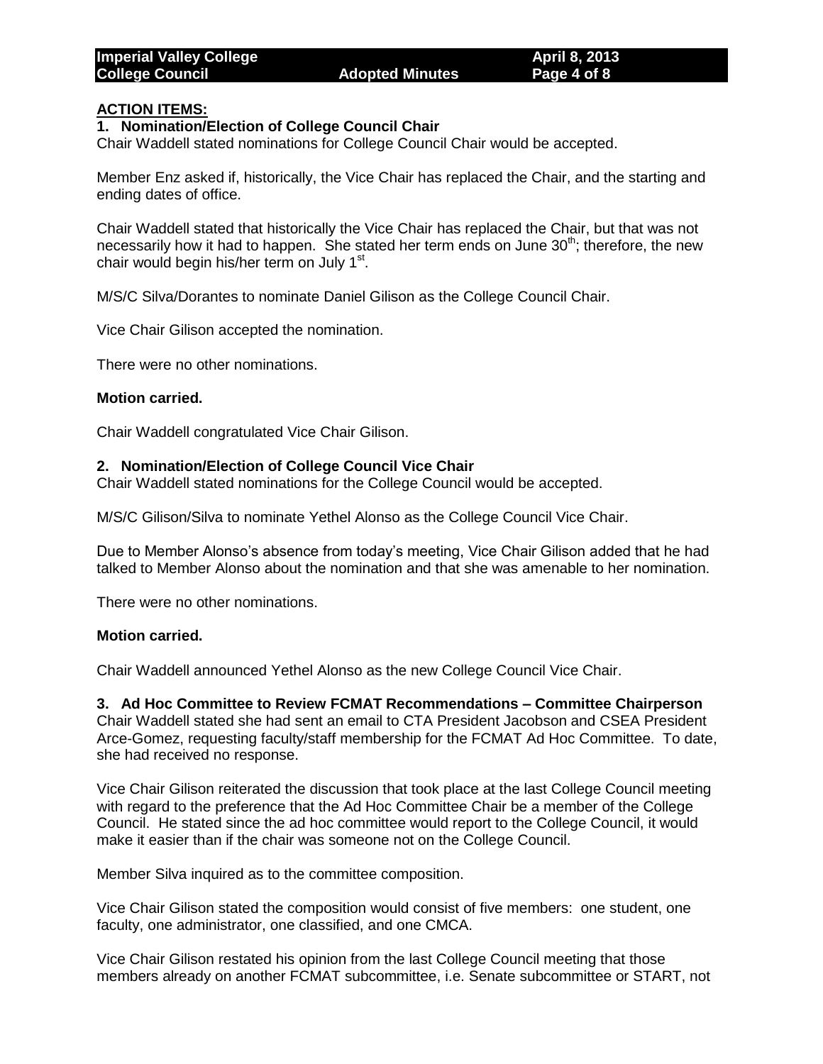## ACTION ITEMS:

### 1. Nomination/Election of College Council Chair

Chair Waddell stated nominations for College Council Chair would be accepted.

Member Enz asked if, historically, the Vice Chair has replaced the Chair, and the starting and ending dates of office.

Chair Waddell stated that historically the Vice Chair has replaced the Chair, but that was not necessarily how it had to happen. She stated her term ends on June 30th; therefore, the new chair would begin his/her term on July 1st.

M/S/C Silva/Dorantes to nominate Daniel Gilison as the College Council Chair.

Vice Chair Gilison accepted the nomination.

There were no other nominations.

**Motion carried.**

Chair Waddell congratulated Vice Chair Gilison.

### 2. Nomination/Election of College Council Vice Chair

Chair Waddell stated nominations for the College Council would be accepted.

M/S/C Gilison/Silva to nominate Yethel Alonso as the College Council Vice Chair.

Due to Member Alonso's absence from today's meeting, Vice Chair Gilison added that he had talked to Member Alonso about the nomination and that she was amenable to her nomination.

There were no other nominations.

**Motion carried.**

Chair Waddell announced Yethel Alonso as the new College Council Vice Chair.

### 3. Ad Hoc Committee to Review FCMAT Recommendations – Committee Chairperson

Chair Waddell stated she had sent an email to CTA President Jacobson and CSEA President Arce-Gomez, requesting faculty/staff membership for the FCMAT Ad Hoc Committee. To date, she had received no response.

Vice Chair Gilison reiterated the discussion that took place at the last College Council meeting with regard to the preference that the Ad Hoc Committee Chair be a member of the College Council. He stated since the ad hoc committee would report to the College Council, it would make it easier than if the chair was someone not on the College Council.

Member Silva inquired as to the committee composition.

Vice Chair Gilison stated the composition would consist of five members: one student, one faculty, one administrator, one classified, and one CMCA.

Vice Chair Gilison restated his opinion from the last College Council meeting that those members already on another FCMAT subcommittee, i.e. Senate subcommittee or START, not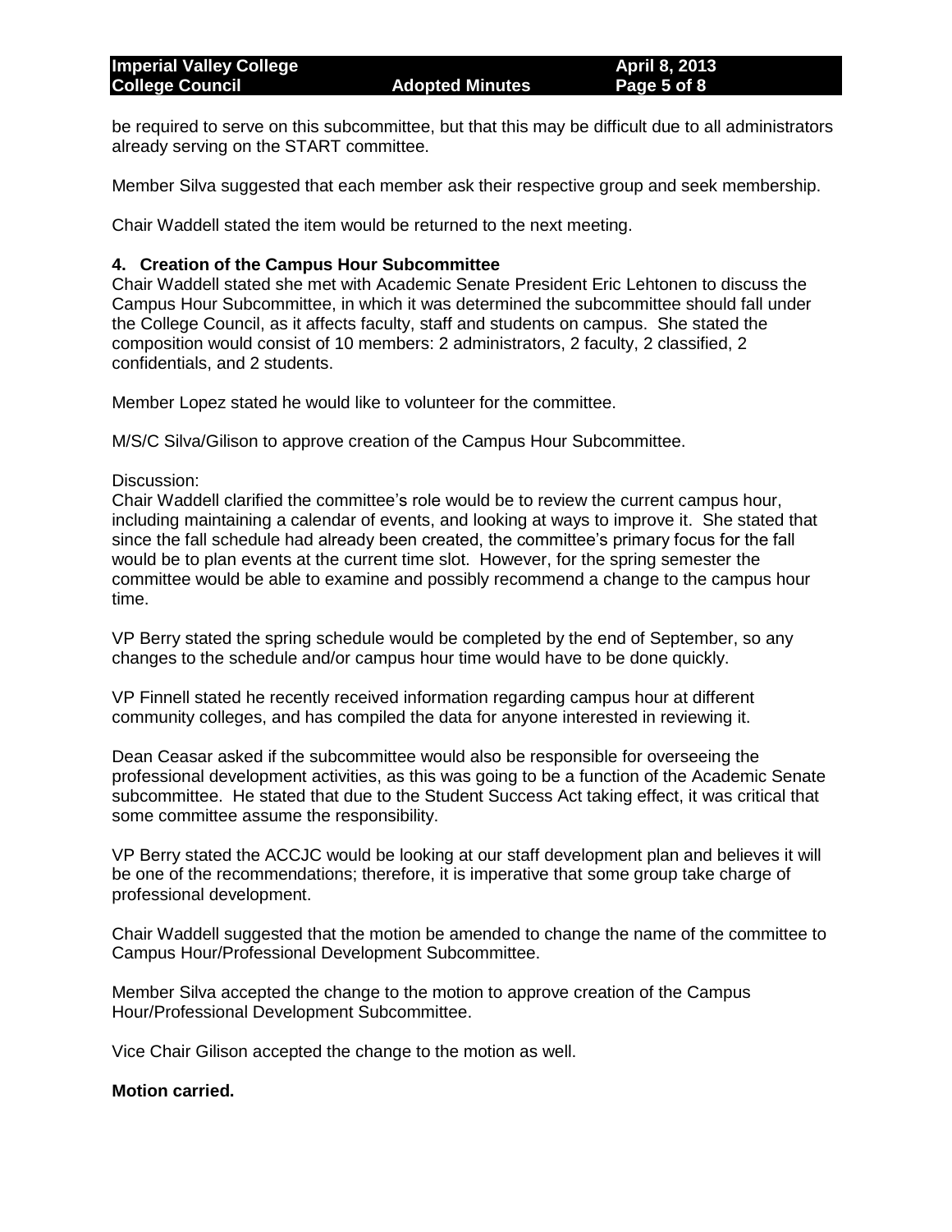be required to serve on this subcommittee, but that this may be difficult due to all administrators already serving on the START committee.

Member Silva suggested that each member ask their respective group and seek membership.

Chair Waddell stated the item would be returned to the next meeting.

**4. Creation of the Campus Hour Subcommittee**

Chair Waddell stated she met with Academic Senate President Eric Lehtonen to discuss the Campus Hour Subcommittee, in which it was determined the subcommittee should fall under the College Council, as it affects faculty, staff and students on campus. She stated the composition would consist of 10 members: 2 administrators, 2 faculty, 2 classified, 2 confidentials, and 2 students.

Member Lopez stated he would like to volunteer for the committee.

M/S/C Silva/Gilison to approve creation of the Campus Hour Subcommittee.

Discussion:
Chair Waddell clarified the committee's role would be to review the current campus hour, including maintaining a calendar of events, and looking at ways to improve it. She stated that since the fall schedule had already been created, the committee's primary focus for the fall would be to plan events at the current time slot. However, for the spring semester the committee would be able to examine and possibly recommend a change to the campus hour time.

VP Berry stated the spring schedule would be completed by the end of September, so any changes to the schedule and/or campus hour time would have to be done quickly.

VP Finnell stated he recently received information regarding campus hour at different community colleges, and has compiled the data for anyone interested in reviewing it.

Dean Ceasar asked if the subcommittee would also be responsible for overseeing the professional development activities, as this was going to be a function of the Academic Senate subcommittee. He stated that due to the Student Success Act taking effect, it was critical that some committee assume the responsibility.

VP Berry stated the ACCJC would be looking at our staff development plan and believes it will be one of the recommendations; therefore, it is imperative that some group take charge of professional development.

Chair Waddell suggested that the motion be amended to change the name of the committee to Campus Hour/Professional Development Subcommittee.

Member Silva accepted the change to the motion to approve creation of the Campus Hour/Professional Development Subcommittee.

Vice Chair Gilison accepted the change to the motion as well.

**Motion carried.**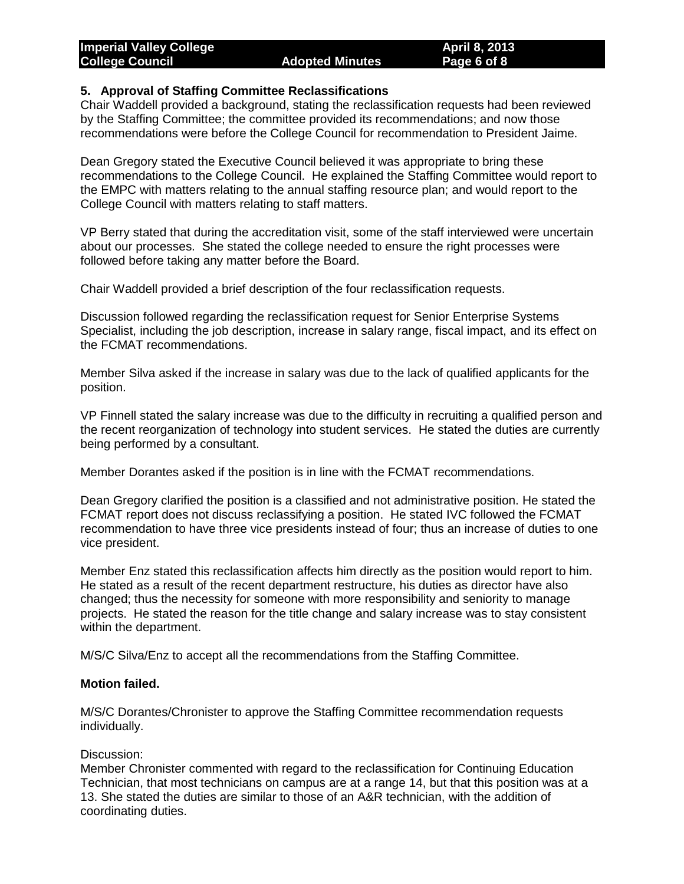**5. Approval of Staffing Committee Reclassifications**

Chair Waddell provided a background, stating the reclassification requests had been reviewed by the Staffing Committee; the committee provided its recommendations; and now those recommendations were before the College Council for recommendation to President Jaime.

Dean Gregory stated the Executive Council believed it was appropriate to bring these recommendations to the College Council. He explained the Staffing Committee would report to the EMPC with matters relating to the annual staffing resource plan; and would report to the College Council with matters relating to staff matters.

VP Berry stated that during the accreditation visit, some of the staff interviewed were uncertain about our processes. She stated the college needed to ensure the right processes were followed before taking any matter before the Board.

Chair Waddell provided a brief description of the four reclassification requests.

Discussion followed regarding the reclassification request for Senior Enterprise Systems Specialist, including the job description, increase in salary range, fiscal impact, and its effect on the FCMAT recommendations.

Member Silva asked if the increase in salary was due to the lack of qualified applicants for the position.

VP Finnell stated the salary increase was due to the difficulty in recruiting a qualified person and the recent reorganization of technology into student services. He stated the duties are currently being performed by a consultant.

Member Dorantes asked if the position is in line with the FCMAT recommendations.

Dean Gregory clarified the position is a classified and not administrative position. He stated the FCMAT report does not discuss reclassifying a position. He stated IVC followed the FCMAT recommendation to have three vice presidents instead of four; thus an increase of duties to one vice president.

Member Enz stated this reclassification affects him directly as the position would report to him. He stated as a result of the recent department restructure, his duties as director have also changed; thus the necessity for someone with more responsibility and seniority to manage projects. He stated the reason for the title change and salary increase was to stay consistent within the department.

M/S/C Silva/Enz to accept all the recommendations from the Staffing Committee.

**Motion failed.**

M/S/C Dorantes/Chronister to approve the Staffing Committee recommendation requests individually.

Discussion:
Member Chronister commented with regard to the reclassification for Continuing Education Technician, that most technicians on campus are at a range 14, but that this position was at a 13. She stated the duties are similar to those of an A&R technician, with the addition of coordinating duties.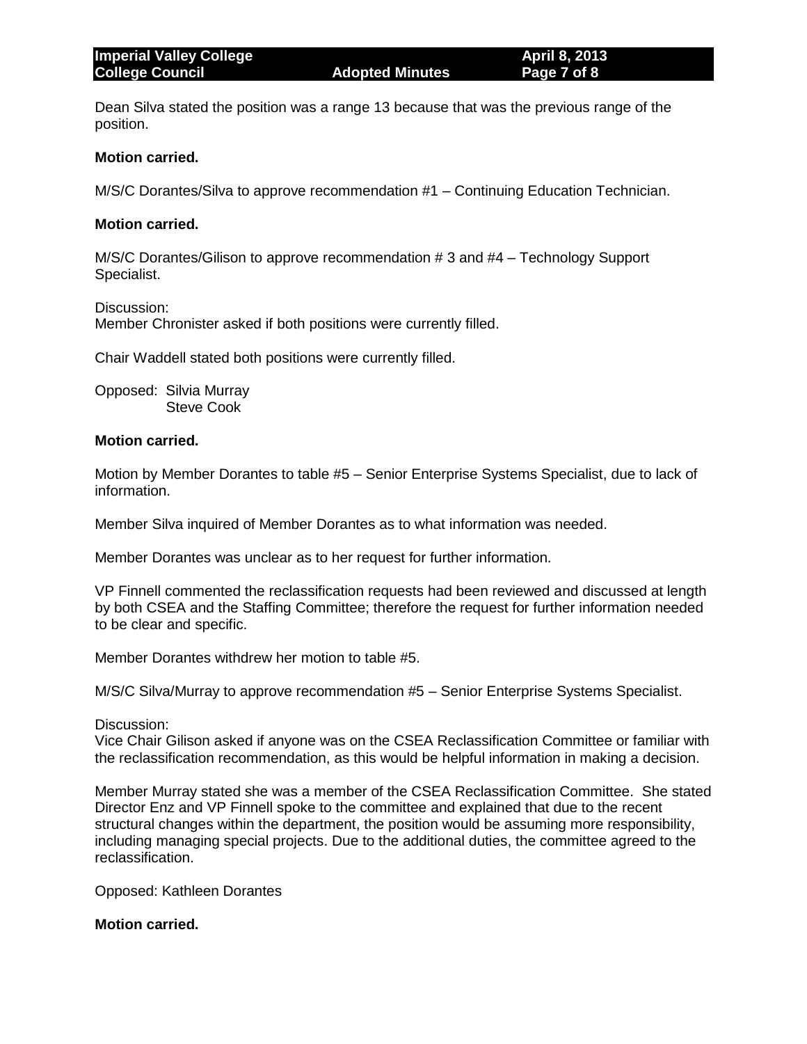Dean Silva stated the position was a range 13 because that was the previous range of the position.

**Motion carried.**

M/S/C Dorantes/Silva to approve recommendation #1 – Continuing Education Technician.

**Motion carried.**

M/S/C Dorantes/Gilison to approve recommendation # 3 and #4 – Technology Support Specialist.

Discussion:
Member Chronister asked if both positions were currently filled.

Chair Waddell stated both positions were currently filled.

Opposed: Silvia Murray
Steve Cook

**Motion carried.**

Motion by Member Dorantes to table #5 – Senior Enterprise Systems Specialist, due to lack of information.

Member Silva inquired of Member Dorantes as to what information was needed.

Member Dorantes was unclear as to her request for further information.

VP Finnell commented the reclassification requests had been reviewed and discussed at length by both CSEA and the Staffing Committee; therefore the request for further information needed to be clear and specific.

Member Dorantes withdrew her motion to table #5.

M/S/C Silva/Murray to approve recommendation #5 – Senior Enterprise Systems Specialist.

Discussion:
Vice Chair Gilison asked if anyone was on the CSEA Reclassification Committee or familiar with the reclassification recommendation, as this would be helpful information in making a decision.

Member Murray stated she was a member of the CSEA Reclassification Committee. She stated Director Enz and VP Finnell spoke to the committee and explained that due to the recent structural changes within the department, the position would be assuming more responsibility, including managing special projects. Due to the additional duties, the committee agreed to the reclassification.

Opposed: Kathleen Dorantes

**Motion carried.**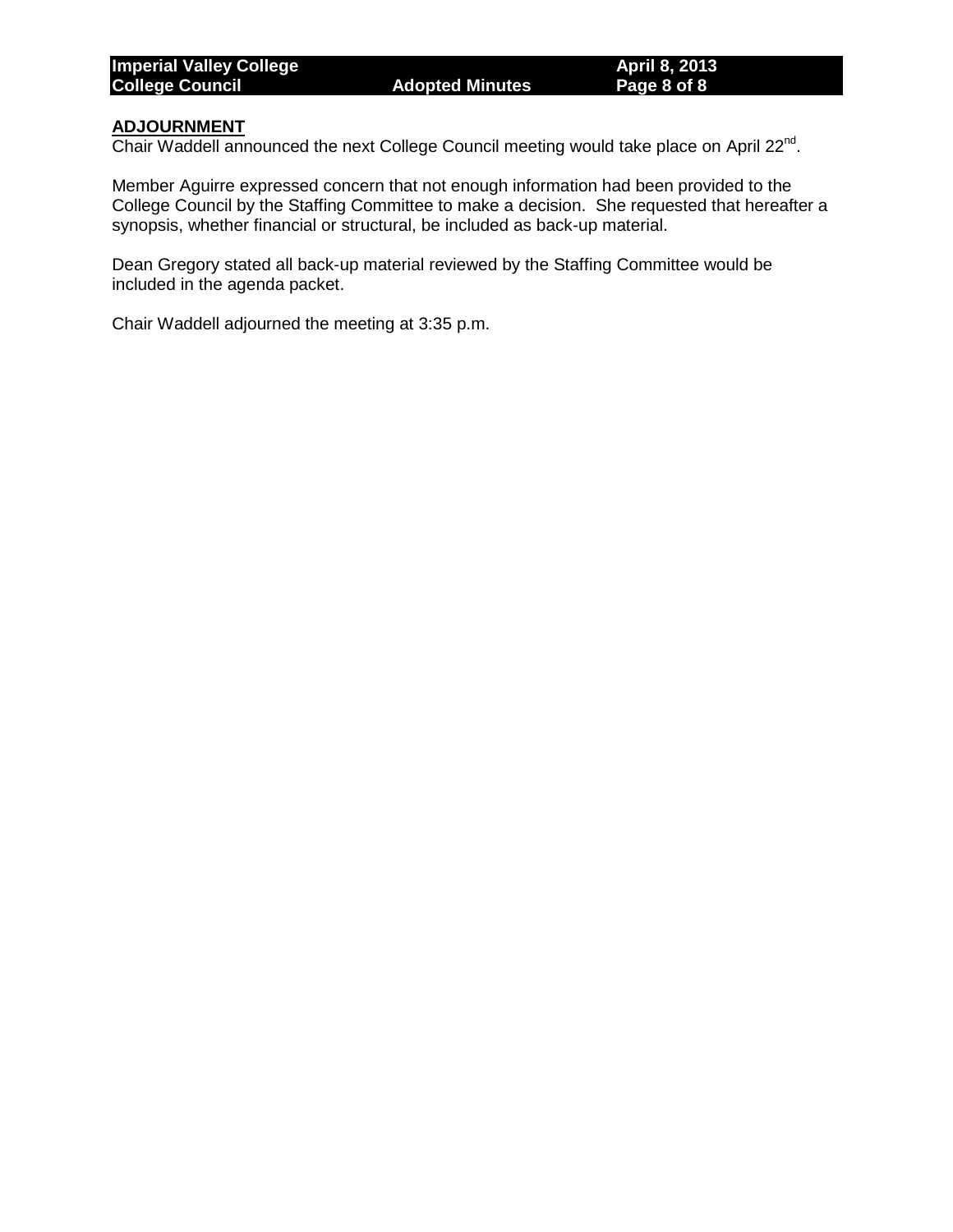## ADJOURNMENT

Chair Waddell announced the next College Council meeting would take place on April 22nd.

Member Aguirre expressed concern that not enough information had been provided to the College Council by the Staffing Committee to make a decision. She requested that hereafter a synopsis, whether financial or structural, be included as back-up material.

Dean Gregory stated all back-up material reviewed by the Staffing Committee would be included in the agenda packet.

Chair Waddell adjourned the meeting at 3:35 p.m.